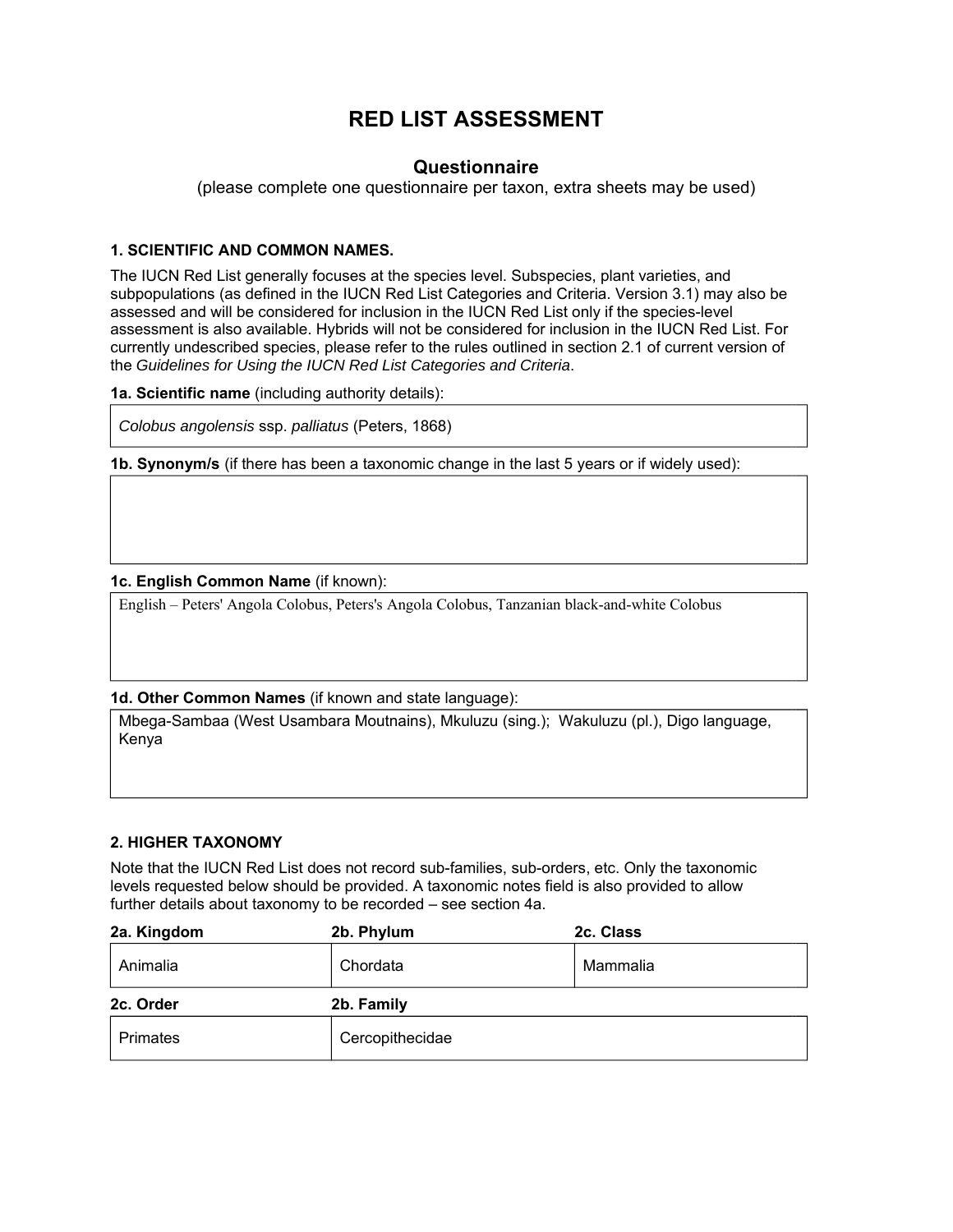# RED LIST ASSESSMENT

## Questionnaire

(please complete one questionnaire per taxon, extra sheets may be used)

### 1. SCIENTIFIC AND COMMON NAMES.

The IUCN Red List generally focuses at the species level. Subspecies, plant varieties, and subpopulations (as defined in the IUCN Red List Categories and Criteria. Version 3.1) may also be assessed and will be considered for inclusion in the IUCN Red List only if the species-level assessment is also available. Hybrids will not be considered for inclusion in the IUCN Red List. For currently undescribed species, please refer to the rules outlined in section 2.1 of current version of the *Guidelines for Using the IUCN Red List Categories and Criteria*.

**1a. Scientific name** (including authority details):

| *Colobus angolensis* ssp. *palliatus* (Peters, 1868) |
|---|

**1b. Synonym/s** (if there has been a taxonomic change in the last 5 years or if widely used):

| |
|---|

**1c. English Common Name** (if known):

| English – Peters' Angola Colobus, Peters's Angola Colobus, Tanzanian black-and-white Colobus |
|---|

**1d. Other Common Names** (if known and state language):

| Mbega-Sambaa (West Usambara Moutnains), Mkuluzu (sing.); Wakuluzu (pl.), Digo language, Kenya |
|---|

### 2. HIGHER TAXONOMY

Note that the IUCN Red List does not record sub-families, sub-orders, etc. Only the taxonomic levels requested below should be provided. A taxonomic notes field is also provided to allow further details about taxonomy to be recorded – see section 4a.

| 2a. Kingdom | 2b. Phylum | 2c. Class |
|---|---|---|
| Animalia | Chordata | Mammalia |

| 2c. Order | 2b. Family |
|---|---|
| Primates | Cercopithecidae |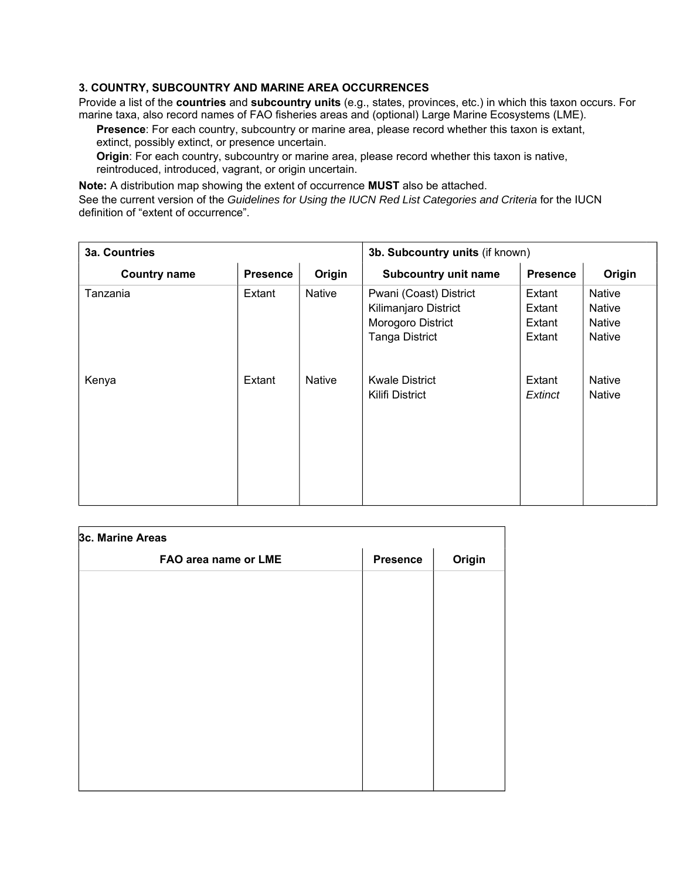### 3. COUNTRY, SUBCOUNTRY AND MARINE AREA OCCURRENCES

Provide a list of the **countries** and **subcountry units** (e.g., states, provinces, etc.) in which this taxon occurs. For marine taxa, also record names of FAO fisheries areas and (optional) Large Marine Ecosystems (LME).

**Presence**: For each country, subcountry or marine area, please record whether this taxon is extant, extinct, possibly extinct, or presence uncertain.

**Origin**: For each country, subcountry or marine area, please record whether this taxon is native, reintroduced, introduced, vagrant, or origin uncertain.

**Note:** A distribution map showing the extent of occurrence **MUST** also be attached.

See the current version of the *Guidelines for Using the IUCN Red List Categories and Criteria* for the IUCN definition of "extent of occurrence".

| **3a. Countries** | | | **3b. Subcountry units** (if known) | | |
|---|---|---|---|---|---|
| **Country name** | **Presence** | **Origin** | **Subcountry unit name** | **Presence** | **Origin** |
| Tanzania | Extant | Native | Pwani (Coast) District | Extant | Native |
| | | | Kilimanjaro District | Extant | Native |
| | | | Morogoro District | Extant | Native |
| | | | Tanga District | Extant | Native |
| Kenya | Extant | Native | Kwale District | Extant | Native |
| | | | Kilifi District | *Extinct* | Native |

| **3c. Marine Areas** | | |
|---|---|---|
| **FAO area name or LME** | **Presence** | **Origin** |
| | | |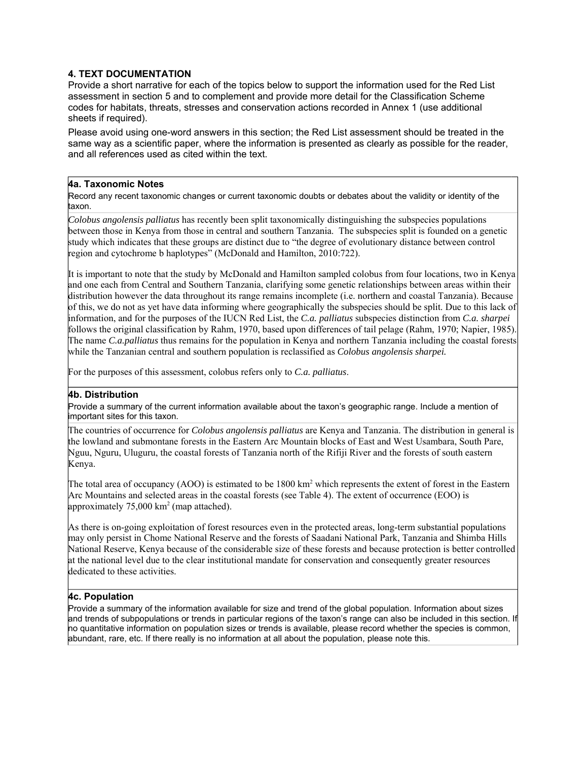## 4. TEXT DOCUMENTATION

Provide a short narrative for each of the topics below to support the information used for the Red List assessment in section 5 and to complement and provide more detail for the Classification Scheme codes for habitats, threats, stresses and conservation actions recorded in Annex 1 (use additional sheets if required).

Please avoid using one-word answers in this section; the Red List assessment should be treated in the same way as a scientific paper, where the information is presented as clearly as possible for the reader, and all references used as cited within the text.

### 4a. Taxonomic Notes

Record any recent taxonomic changes or current taxonomic doubts or debates about the validity or identity of the taxon.

*Colobus angolensis palliatus* has recently been split taxonomically distinguishing the subspecies populations between those in Kenya from those in central and southern Tanzania. The subspecies split is founded on a genetic study which indicates that these groups are distinct due to "the degree of evolutionary distance between control region and cytochrome b haplotypes" (McDonald and Hamilton, 2010:722).

It is important to note that the study by McDonald and Hamilton sampled colobus from four locations, two in Kenya and one each from Central and Southern Tanzania, clarifying some genetic relationships between areas within their distribution however the data throughout its range remains incomplete (i.e. northern and coastal Tanzania). Because of this, we do not as yet have data informing where geographically the subspecies should be split. Due to this lack of information, and for the purposes of the IUCN Red List, the *C.a. palliatus* subspecies distinction from *C.a. sharpei* follows the original classification by Rahm, 1970, based upon differences of tail pelage (Rahm, 1970; Napier, 1985). The name *C.a.palliatus* thus remains for the population in Kenya and northern Tanzania including the coastal forests while the Tanzanian central and southern population is reclassified as *Colobus angolensis sharpei.*

For the purposes of this assessment, colobus refers only to *C.a. palliatus*.

### 4b. Distribution

Provide a summary of the current information available about the taxon's geographic range. Include a mention of important sites for this taxon.

The countries of occurrence for *Colobus angolensis palliatus* are Kenya and Tanzania. The distribution in general is the lowland and submontane forests in the Eastern Arc Mountain blocks of East and West Usambara, South Pare, Nguu, Nguru, Uluguru, the coastal forests of Tanzania north of the Rifiji River and the forests of south eastern Kenya.

The total area of occupancy (AOO) is estimated to be 1800 km$^2$ which represents the extent of forest in the Eastern Arc Mountains and selected areas in the coastal forests (see Table 4). The extent of occurrence (EOO) is approximately 75,000 km$^2$ (map attached).

As there is on-going exploitation of forest resources even in the protected areas, long-term substantial populations may only persist in Chome National Reserve and the forests of Saadani National Park, Tanzania and Shimba Hills National Reserve, Kenya because of the considerable size of these forests and because protection is better controlled at the national level due to the clear institutional mandate for conservation and consequently greater resources dedicated to these activities.

### 4c. Population

Provide a summary of the information available for size and trend of the global population. Information about sizes and trends of subpopulations or trends in particular regions of the taxon's range can also be included in this section. If no quantitative information on population sizes or trends is available, please record whether the species is common, abundant, rare, etc. If there really is no information at all about the population, please note this.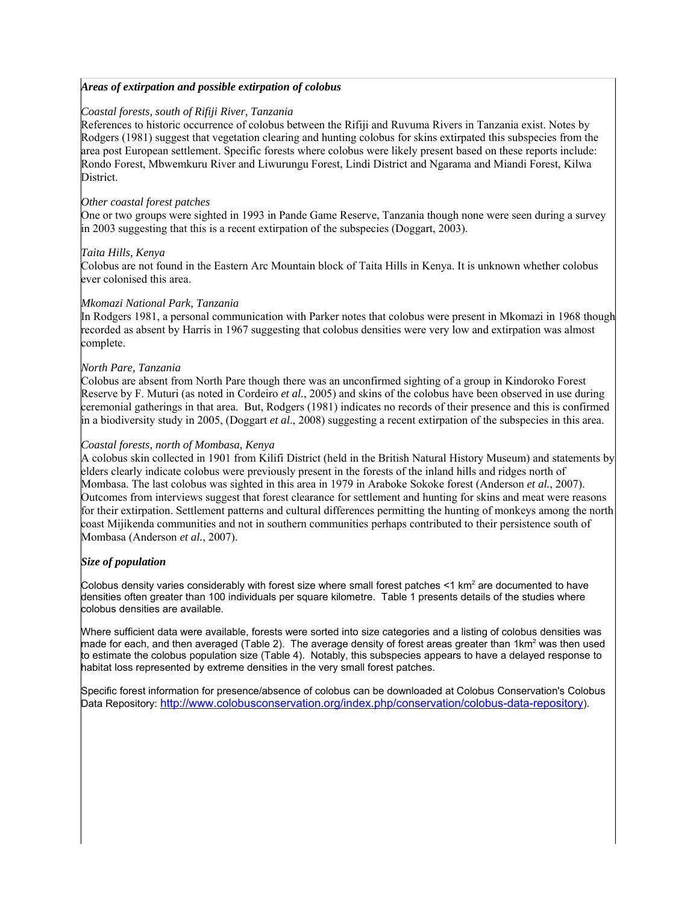### ***Areas of extirpation and possible extirpation of colobus***

*Coastal forests, south of Rifiji River, Tanzania*

References to historic occurrence of colobus between the Rifiji and Ruvuma Rivers in Tanzania exist. Notes by Rodgers (1981) suggest that vegetation clearing and hunting colobus for skins extirpated this subspecies from the area post European settlement. Specific forests where colobus were likely present based on these reports include: Rondo Forest, Mbwemkuru River and Liwurungu Forest, Lindi District and Ngarama and Miandi Forest, Kilwa District.

*Other coastal forest patches*

One or two groups were sighted in 1993 in Pande Game Reserve, Tanzania though none were seen during a survey in 2003 suggesting that this is a recent extirpation of the subspecies (Doggart, 2003).

*Taita Hills, Kenya*

Colobus are not found in the Eastern Arc Mountain block of Taita Hills in Kenya. It is unknown whether colobus ever colonised this area.

*Mkomazi National Park, Tanzania*

In Rodgers 1981, a personal communication with Parker notes that colobus were present in Mkomazi in 1968 though recorded as absent by Harris in 1967 suggesting that colobus densities were very low and extirpation was almost complete.

*North Pare, Tanzania*

Colobus are absent from North Pare though there was an unconfirmed sighting of a group in Kindoroko Forest Reserve by F. Muturi (as noted in Cordeiro *et al.*, 2005) and skins of the colobus have been observed in use during ceremonial gatherings in that area. But, Rodgers (1981) indicates no records of their presence and this is confirmed in a biodiversity study in 2005, (Doggart *et al*., 2008) suggesting a recent extirpation of the subspecies in this area.

*Coastal forests, north of Mombasa, Kenya*

A colobus skin collected in 1901 from Kilifi District (held in the British Natural History Museum) and statements by elders clearly indicate colobus were previously present in the forests of the inland hills and ridges north of Mombasa. The last colobus was sighted in this area in 1979 in Araboke Sokoke forest (Anderson *et al.*, 2007). Outcomes from interviews suggest that forest clearance for settlement and hunting for skins and meat were reasons for their extirpation. Settlement patterns and cultural differences permitting the hunting of monkeys among the north coast Mijikenda communities and not in southern communities perhaps contributed to their persistence south of Mombasa (Anderson *et al.*, 2007).

### ***Size of population***

Colobus density varies considerably with forest size where small forest patches <1 $km^2$ are documented to have densities often greater than 100 individuals per square kilometre. Table 1 presents details of the studies where colobus densities are available.

Where sufficient data were available, forests were sorted into size categories and a listing of colobus densities was made for each, and then averaged (Table 2). The average density of forest areas greater than 1$km^2$ was then used to estimate the colobus population size (Table 4). Notably, this subspecies appears to have a delayed response to habitat loss represented by extreme densities in the very small forest patches.

Specific forest information for presence/absence of colobus can be downloaded at Colobus Conservation's Colobus Data Repository: http://www.colobusconservation.org/index.php/conservation/colobus-data-repository).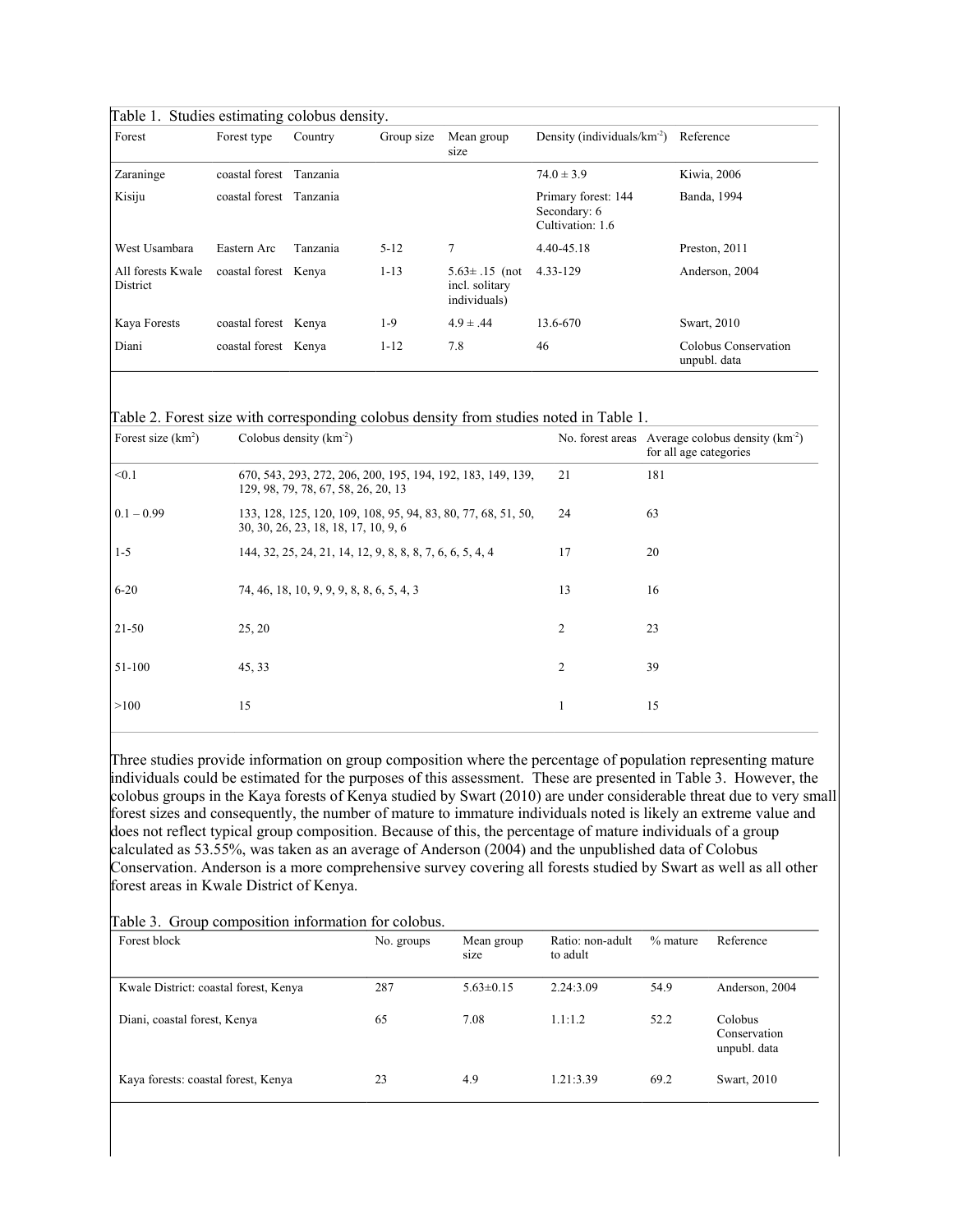Table 1. Studies estimating colobus density.

| Forest | Forest type | Country | Group size | Mean group size | Density (individuals/km$^{-2}$) | Reference |
|---|---|---|---|---|---|---|
| Zaraninge | coastal forest | Tanzania | | | 74.0 ± 3.9 | Kiwia, 2006 |
| Kisiju | coastal forest | Tanzania | | | Primary forest: 144<br>Secondary: 6<br>Cultivation: 1.6 | Banda, 1994 |
| West Usambara | Eastern Arc | Tanzania | 5-12 | 7 | 4.40-45.18 | Preston, 2011 |
| All forests Kwale District | coastal forest | Kenya | 1-13 | 5.63± .15 (not incl. solitary individuals) | 4.33-129 | Anderson, 2004 |
| Kaya Forests | coastal forest | Kenya | 1-9 | 4.9 ± .44 | 13.6-670 | Swart, 2010 |
| Diani | coastal forest | Kenya | 1-12 | 7.8 | 46 | Colobus Conservation unpubl. data |

Table 2. Forest size with corresponding colobus density from studies noted in Table 1.

| Forest size (km$^2$) | Colobus density (km$^{-2}$) | No. forest areas | Average colobus density (km$^{-2}$) for all age categories |
|---|---|---|---|
| <0.1 | 670, 543, 293, 272, 206, 200, 195, 194, 192, 183, 149, 139, 129, 98, 79, 78, 67, 58, 26, 20, 13 | 21 | 181 |
| 0.1 – 0.99 | 133, 128, 125, 120, 109, 108, 95, 94, 83, 80, 77, 68, 51, 50, 30, 30, 26, 23, 18, 18, 17, 10, 9, 6 | 24 | 63 |
| 1-5 | 144, 32, 25, 24, 21, 14, 12, 9, 8, 8, 8, 7, 6, 6, 5, 4, 4 | 17 | 20 |
| 6-20 | 74, 46, 18, 10, 9, 9, 9, 8, 8, 6, 5, 4, 3 | 13 | 16 |
| 21-50 | 25, 20 | 2 | 23 |
| 51-100 | 45, 33 | 2 | 39 |
| >100 | 15 | 1 | 15 |

Three studies provide information on group composition where the percentage of population representing mature individuals could be estimated for the purposes of this assessment. These are presented in Table 3. However, the colobus groups in the Kaya forests of Kenya studied by Swart (2010) are under considerable threat due to very small forest sizes and consequently, the number of mature to immature individuals noted is likely an extreme value and does not reflect typical group composition. Because of this, the percentage of mature individuals of a group calculated as 53.55%, was taken as an average of Anderson (2004) and the unpublished data of Colobus Conservation. Anderson is a more comprehensive survey covering all forests studied by Swart as well as all other forest areas in Kwale District of Kenya.

Table 3. Group composition information for colobus.

| Forest block | No. groups | Mean group size | Ratio: non-adult to adult | % mature | Reference |
|---|---|---|---|---|---|
| Kwale District: coastal forest, Kenya | 287 | 5.63±0.15 | 2.24:3.09 | 54.9 | Anderson, 2004 |
| Diani, coastal forest, Kenya | 65 | 7.08 | 1.1:1.2 | 52.2 | Colobus Conservation unpubl. data |
| Kaya forests: coastal forest, Kenya | 23 | 4.9 | 1.21:3.39 | 69.2 | Swart, 2010 |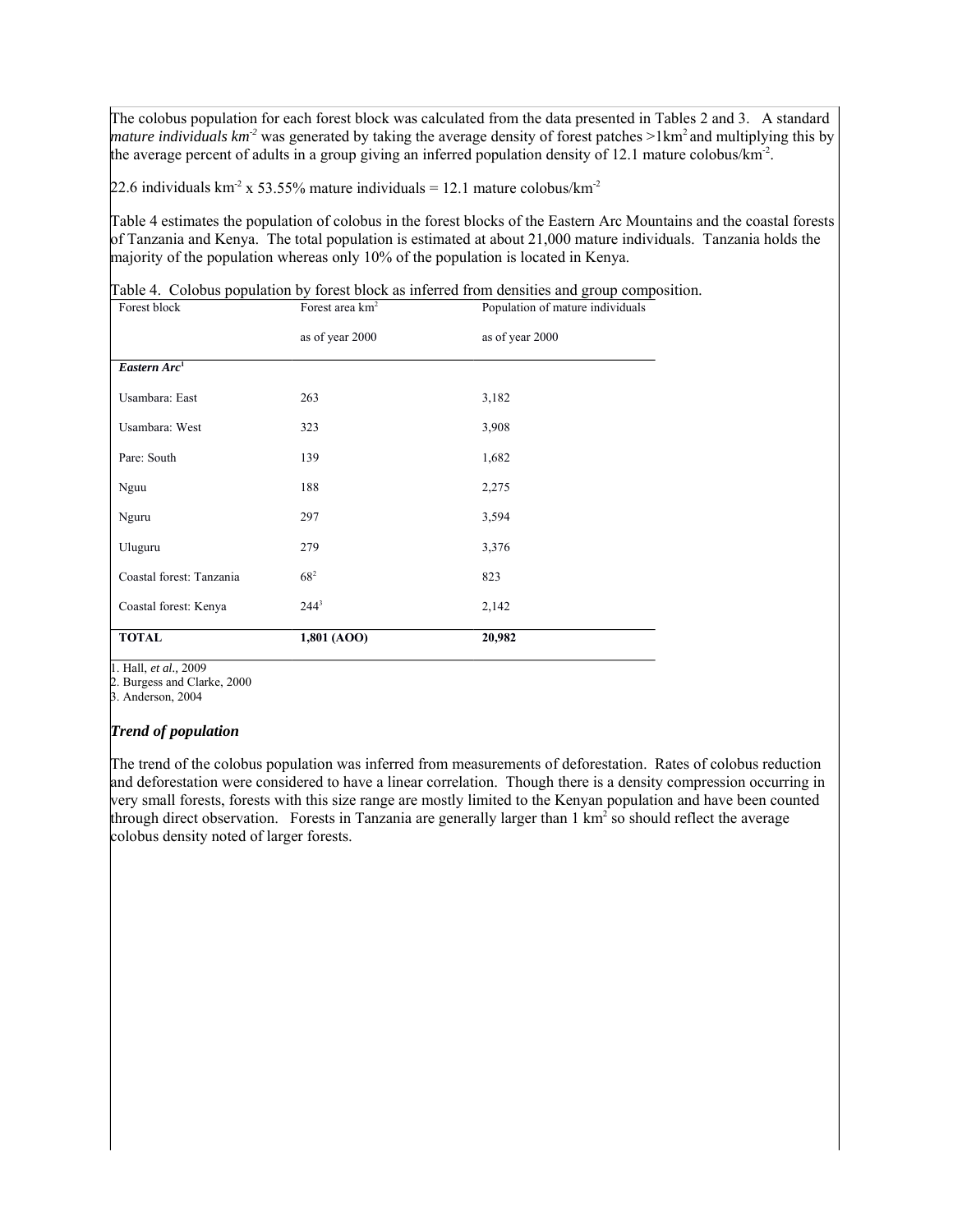The colobus population for each forest block was calculated from the data presented in Tables 2 and 3. A standard *mature individuals km$^{-2}$* was generated by taking the average density of forest patches >1km$^2$ and multiplying this by the average percent of adults in a group giving an inferred population density of 12.1 mature colobus/km$^{-2}$.

22.6 individuals km$^{-2}$ x 53.55% mature individuals = 12.1 mature colobus/km$^{-2}$

Table 4 estimates the population of colobus in the forest blocks of the Eastern Arc Mountains and the coastal forests of Tanzania and Kenya. The total population is estimated at about 21,000 mature individuals. Tanzania holds the majority of the population whereas only 10% of the population is located in Kenya.

Table 4. Colobus population by forest block as inferred from densities and group composition.

| Forest block | Forest area km$^2$ as of year 2000 | Population of mature individuals as of year 2000 |
|---|---|---|
| ***Eastern Arc***[1] | | |
| Usambara: East | 263 | 3,182 |
| Usambara: West | 323 | 3,908 |
| Pare: South | 139 | 1,682 |
| Nguu | 188 | 2,275 |
| Nguru | 297 | 3,594 |
| Uluguru | 279 | 3,376 |
| Coastal forest: Tanzania | 68[2] | 823 |
| Coastal forest: Kenya | 244[3] | 2,142 |
| **TOTAL** | **1,801 (AOO)** | **20,982** |

1. Hall, *et al.,* 2009
2. Burgess and Clarke, 2000
3. Anderson, 2004

### *Trend of population*

The trend of the colobus population was inferred from measurements of deforestation. Rates of colobus reduction and deforestation were considered to have a linear correlation. Though there is a density compression occurring in very small forests, forests with this size range are mostly limited to the Kenyan population and have been counted through direct observation. Forests in Tanzania are generally larger than 1 km$^2$ so should reflect the average colobus density noted of larger forests.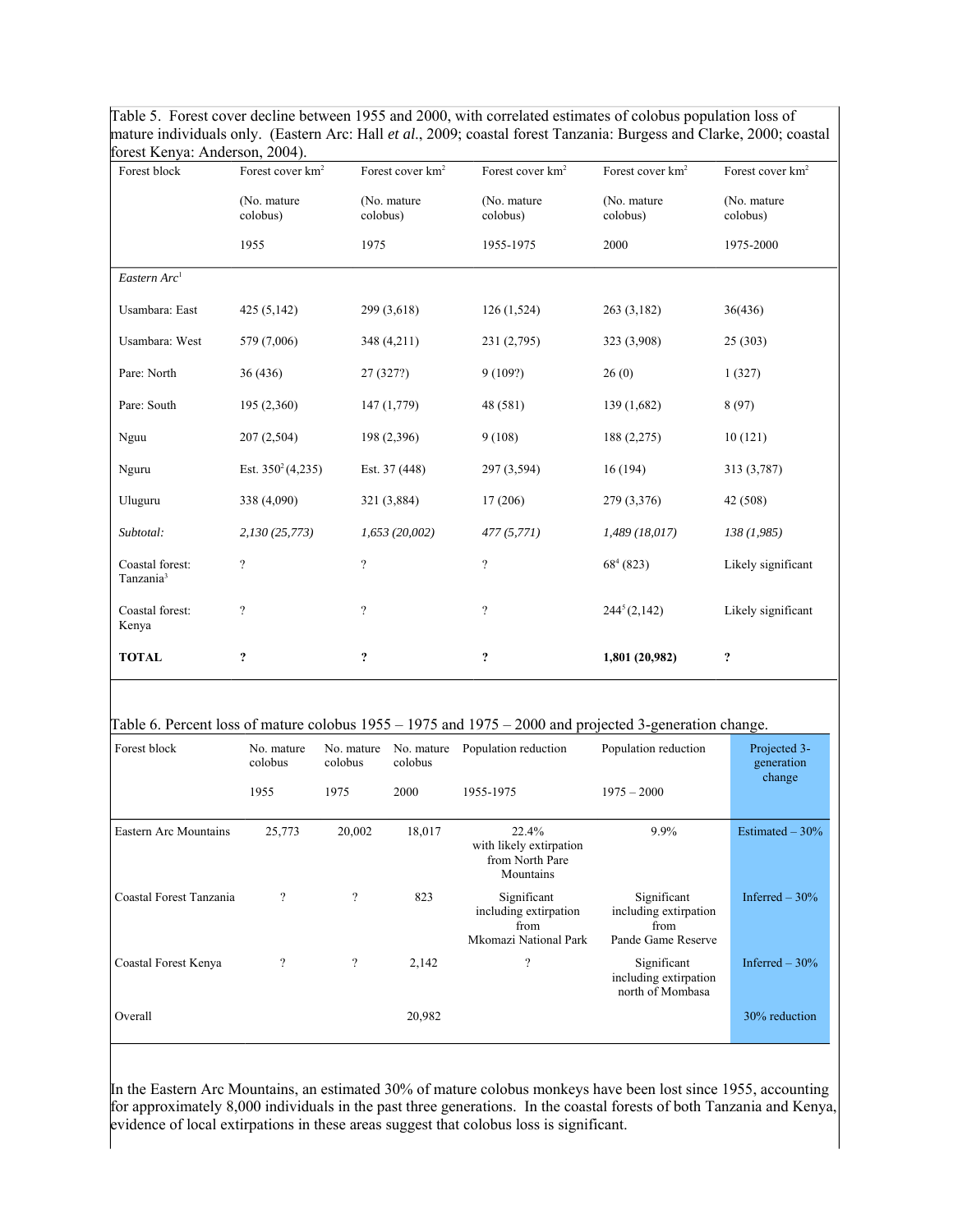Table 5. Forest cover decline between 1955 and 2000, with correlated estimates of colobus population loss of mature individuals only. (Eastern Arc: Hall *et al.*, 2009; coastal forest Tanzania: Burgess and Clarke, 2000; coastal forest Kenya: Anderson, 2004).

| Forest block | Forest cover km$^2$ (No. mature colobus) 1955 | Forest cover km$^2$ (No. mature colobus) 1975 | Forest cover km$^2$ (No. mature colobus) 1955-1975 | Forest cover km$^2$ (No. mature colobus) 2000 | Forest cover km$^2$ (No. mature colobus) 1975-2000 |
|---|---|---|---|---|---|
| *Eastern Arc*[1] | | | | | |
| Usambara: East | 425 (5,142) | 299 (3,618) | 126 (1,524) | 263 (3,182) | 36(436) |
| Usambara: West | 579 (7,006) | 348 (4,211) | 231 (2,795) | 323 (3,908) | 25 (303) |
| Pare: North | 36 (436) | 27 (327?) | 9 (109?) | 26 (0) | 1 (327) |
| Pare: South | 195 (2,360) | 147 (1,779) | 48 (581) | 139 (1,682) | 8 (97) |
| Nguu | 207 (2,504) | 198 (2,396) | 9 (108) | 188 (2,275) | 10 (121) |
| Nguru | Est. 350[2] (4,235) | Est. 37 (448) | 297 (3,594) | 16 (194) | 313 (3,787) |
| Uluguru | 338 (4,090) | 321 (3,884) | 17 (206) | 279 (3,376) | 42 (508) |
| *Subtotal:* | *2,130 (25,773)* | *1,653 (20,002)* | *477 (5,771)* | *1,489 (18,017)* | *138 (1,985)* |
| Coastal forest: Tanzania[3] | ? | ? | ? | 68[4] (823) | Likely significant |
| Coastal forest: Kenya | ? | ? | ? | 244[5] (2,142) | Likely significant |
| **TOTAL** | **?** | **?** | **?** | **1,801 (20,982)** | **?** |

Table 6. Percent loss of mature colobus 1955 – 1975 and 1975 – 2000 and projected 3-generation change.

| Forest block | No. mature colobus 1955 | No. mature colobus 1975 | No. mature colobus 2000 | Population reduction 1955-1975 | Population reduction 1975 – 2000 | Projected 3-generation change |
|---|---|---|---|---|---|---|
| Eastern Arc Mountains | 25,773 | 20,002 | 18,017 | 22.4% with likely extirpation from North Pare Mountains | 9.9% | Estimated – 30% |
| Coastal Forest Tanzania | ? | ? | 823 | Significant including extirpation from Mkomazi National Park | Significant including extirpation from Pande Game Reserve | Inferred – 30% |
| Coastal Forest Kenya | ? | ? | 2,142 | ? | Significant including extirpation north of Mombasa | Inferred – 30% |
| Overall | | | 20,982 | | | 30% reduction |

In the Eastern Arc Mountains, an estimated 30% of mature colobus monkeys have been lost since 1955, accounting for approximately 8,000 individuals in the past three generations. In the coastal forests of both Tanzania and Kenya, evidence of local extirpations in these areas suggest that colobus loss is significant.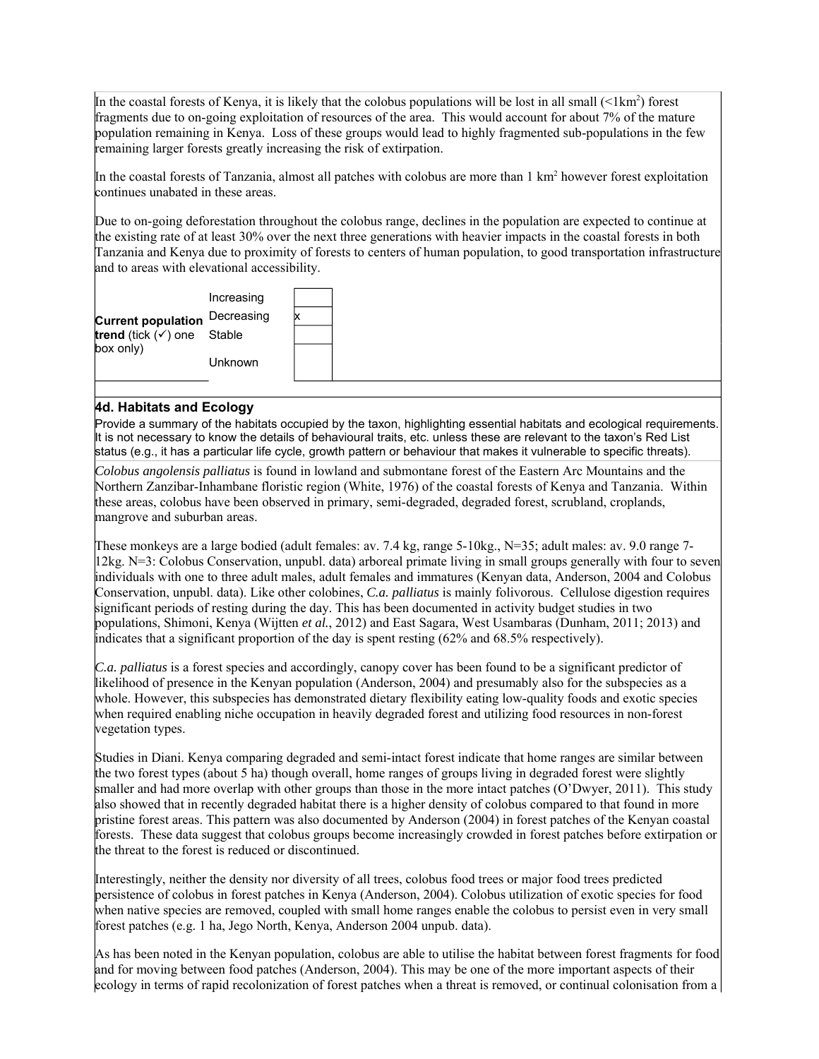In the coastal forests of Kenya, it is likely that the colobus populations will be lost in all small (<1km$^2$) forest fragments due to on-going exploitation of resources of the area. This would account for about 7% of the mature population remaining in Kenya. Loss of these groups would lead to highly fragmented sub-populations in the few remaining larger forests greatly increasing the risk of extirpation.

In the coastal forests of Tanzania, almost all patches with colobus are more than 1 km$^2$ however forest exploitation continues unabated in these areas.

Due to on-going deforestation throughout the colobus range, declines in the population are expected to continue at the existing rate of at least 30% over the next three generations with heavier impacts in the coastal forests in both Tanzania and Kenya due to proximity of forests to centers of human population, to good transportation infrastructure and to areas with elevational accessibility.

| **Current population trend** (tick (✓) one box only) | | |
|---|---|---|
| | Increasing | |
| | Decreasing | x |
| | Stable | |
| | Unknown | |

### 4d. Habitats and Ecology

Provide a summary of the habitats occupied by the taxon, highlighting essential habitats and ecological requirements. It is not necessary to know the details of behavioural traits, etc. unless these are relevant to the taxon's Red List status (e.g., it has a particular life cycle, growth pattern or behaviour that makes it vulnerable to specific threats).

*Colobus angolensis palliatus* is found in lowland and submontane forest of the Eastern Arc Mountains and the Northern Zanzibar-Inhambane floristic region (White, 1976) of the coastal forests of Kenya and Tanzania. Within these areas, colobus have been observed in primary, semi-degraded, degraded forest, scrubland, croplands, mangrove and suburban areas.

These monkeys are a large bodied (adult females: av. 7.4 kg, range 5-10kg., N=35; adult males: av. 9.0 range 7-12kg. N=3: Colobus Conservation, unpubl. data) arboreal primate living in small groups generally with four to seven individuals with one to three adult males, adult females and immatures (Kenyan data, Anderson, 2004 and Colobus Conservation, unpubl. data). Like other colobines, *C.a. palliatus* is mainly folivorous. Cellulose digestion requires significant periods of resting during the day. This has been documented in activity budget studies in two populations, Shimoni, Kenya (Wijtten *et al.*, 2012) and East Sagara, West Usambaras (Dunham, 2011; 2013) and indicates that a significant proportion of the day is spent resting (62% and 68.5% respectively).

*C.a. palliatus* is a forest species and accordingly, canopy cover has been found to be a significant predictor of likelihood of presence in the Kenyan population (Anderson, 2004) and presumably also for the subspecies as a whole. However, this subspecies has demonstrated dietary flexibility eating low-quality foods and exotic species when required enabling niche occupation in heavily degraded forest and utilizing food resources in non-forest vegetation types.

Studies in Diani. Kenya comparing degraded and semi-intact forest indicate that home ranges are similar between the two forest types (about 5 ha) though overall, home ranges of groups living in degraded forest were slightly smaller and had more overlap with other groups than those in the more intact patches (O'Dwyer, 2011). This study also showed that in recently degraded habitat there is a higher density of colobus compared to that found in more pristine forest areas. This pattern was also documented by Anderson (2004) in forest patches of the Kenyan coastal forests. These data suggest that colobus groups become increasingly crowded in forest patches before extirpation or the threat to the forest is reduced or discontinued.

Interestingly, neither the density nor diversity of all trees, colobus food trees or major food trees predicted persistence of colobus in forest patches in Kenya (Anderson, 2004). Colobus utilization of exotic species for food when native species are removed, coupled with small home ranges enable the colobus to persist even in very small forest patches (e.g. 1 ha, Jego North, Kenya, Anderson 2004 unpub. data).

As has been noted in the Kenyan population, colobus are able to utilise the habitat between forest fragments for food and for moving between food patches (Anderson, 2004). This may be one of the more important aspects of their ecology in terms of rapid recolonization of forest patches when a threat is removed, or continual colonisation from a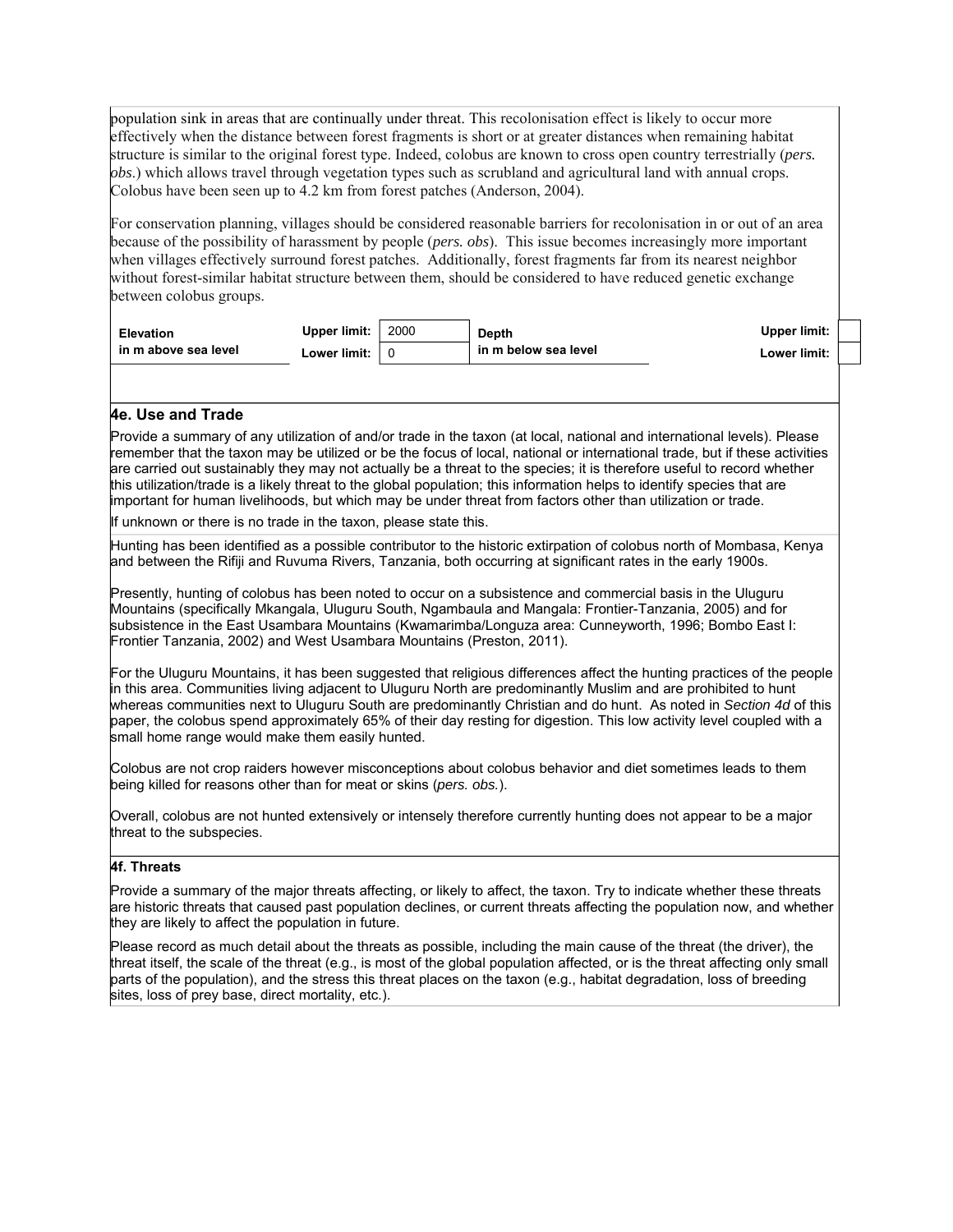population sink in areas that are continually under threat. This recolonisation effect is likely to occur more effectively when the distance between forest fragments is short or at greater distances when remaining habitat structure is similar to the original forest type. Indeed, colobus are known to cross open country terrestrially (*pers. obs.*) which allows travel through vegetation types such as scrubland and agricultural land with annual crops. Colobus have been seen up to 4.2 km from forest patches (Anderson, 2004).

For conservation planning, villages should be considered reasonable barriers for recolonisation in or out of an area because of the possibility of harassment by people (*pers. obs*). This issue becomes increasingly more important when villages effectively surround forest patches. Additionally, forest fragments far from its nearest neighbor without forest-similar habitat structure between them, should be considered to have reduced genetic exchange between colobus groups.

| **Elevation in m above sea level** | **Upper limit:** | 2000 | **Depth in m below sea level** | **Upper limit:** | |
|---|---|---|---|---|---|
| | **Lower limit:** | 0 | | **Lower limit:** | |

### 4e. Use and Trade

Provide a summary of any utilization of and/or trade in the taxon (at local, national and international levels). Please remember that the taxon may be utilized or be the focus of local, national or international trade, but if these activities are carried out sustainably they may not actually be a threat to the species; it is therefore useful to record whether this utilization/trade is a likely threat to the global population; this information helps to identify species that are important for human livelihoods, but which may be under threat from factors other than utilization or trade.

If unknown or there is no trade in the taxon, please state this.

Hunting has been identified as a possible contributor to the historic extirpation of colobus north of Mombasa, Kenya and between the Rifiji and Ruvuma Rivers, Tanzania, both occurring at significant rates in the early 1900s.

Presently, hunting of colobus has been noted to occur on a subsistence and commercial basis in the Uluguru Mountains (specifically Mkangala, Uluguru South, Ngambaula and Mangala: Frontier-Tanzania, 2005) and for subsistence in the East Usambara Mountains (Kwamarimba/Longuza area: Cunneyworth, 1996; Bombo East I: Frontier Tanzania, 2002) and West Usambara Mountains (Preston, 2011).

For the Uluguru Mountains, it has been suggested that religious differences affect the hunting practices of the people in this area. Communities living adjacent to Uluguru North are predominantly Muslim and are prohibited to hunt whereas communities next to Uluguru South are predominantly Christian and do hunt. As noted in *Section 4d* of this paper, the colobus spend approximately 65% of their day resting for digestion. This low activity level coupled with a small home range would make them easily hunted.

Colobus are not crop raiders however misconceptions about colobus behavior and diet sometimes leads to them being killed for reasons other than for meat or skins (*pers. obs.*).

Overall, colobus are not hunted extensively or intensely therefore currently hunting does not appear to be a major threat to the subspecies.

### 4f. Threats

Provide a summary of the major threats affecting, or likely to affect, the taxon. Try to indicate whether these threats are historic threats that caused past population declines, or current threats affecting the population now, and whether they are likely to affect the population in future.

Please record as much detail about the threats as possible, including the main cause of the threat (the driver), the threat itself, the scale of the threat (e.g., is most of the global population affected, or is the threat affecting only small parts of the population), and the stress this threat places on the taxon (e.g., habitat degradation, loss of breeding sites, loss of prey base, direct mortality, etc.).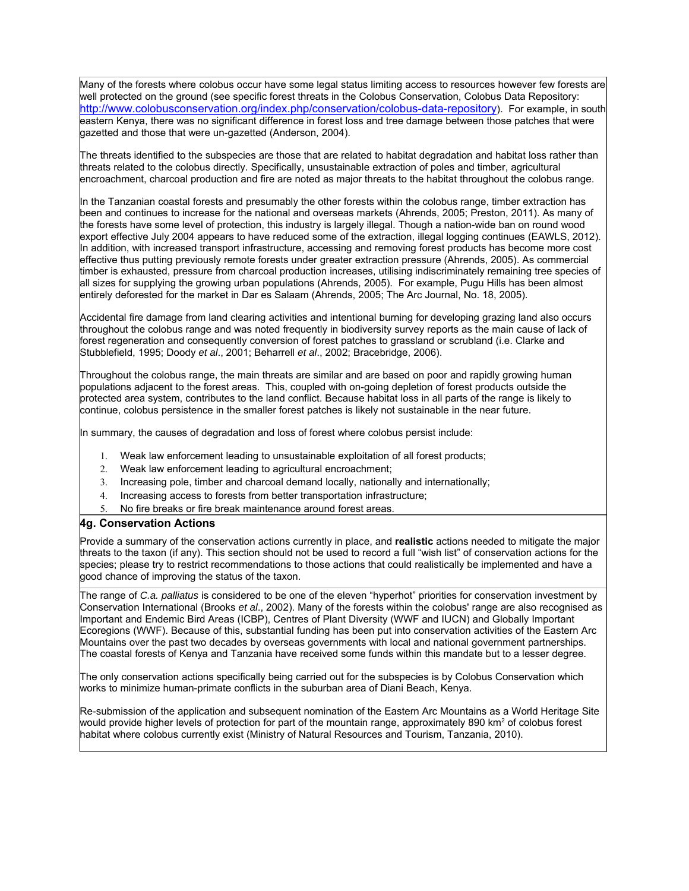Many of the forests where colobus occur have some legal status limiting access to resources however few forests are well protected on the ground (see specific forest threats in the Colobus Conservation, Colobus Data Repository: http://www.colobusconservation.org/index.php/conservation/colobus-data-repository). For example, in south eastern Kenya, there was no significant difference in forest loss and tree damage between those patches that were gazetted and those that were un-gazetted (Anderson, 2004).

The threats identified to the subspecies are those that are related to habitat degradation and habitat loss rather than threats related to the colobus directly. Specifically, unsustainable extraction of poles and timber, agricultural encroachment, charcoal production and fire are noted as major threats to the habitat throughout the colobus range.

In the Tanzanian coastal forests and presumably the other forests within the colobus range, timber extraction has been and continues to increase for the national and overseas markets (Ahrends, 2005; Preston, 2011). As many of the forests have some level of protection, this industry is largely illegal. Though a nation-wide ban on round wood export effective July 2004 appears to have reduced some of the extraction, illegal logging continues (EAWLS, 2012). In addition, with increased transport infrastructure, accessing and removing forest products has become more cost effective thus putting previously remote forests under greater extraction pressure (Ahrends, 2005). As commercial timber is exhausted, pressure from charcoal production increases, utilising indiscriminately remaining tree species of all sizes for supplying the growing urban populations (Ahrends, 2005). For example, Pugu Hills has been almost entirely deforested for the market in Dar es Salaam (Ahrends, 2005; The Arc Journal, No. 18, 2005).

Accidental fire damage from land clearing activities and intentional burning for developing grazing land also occurs throughout the colobus range and was noted frequently in biodiversity survey reports as the main cause of lack of forest regeneration and consequently conversion of forest patches to grassland or scrubland (i.e. Clarke and Stubblefield, 1995; Doody *et al*., 2001; Beharrell *et al*., 2002; Bracebridge, 2006).

Throughout the colobus range, the main threats are similar and are based on poor and rapidly growing human populations adjacent to the forest areas. This, coupled with on-going depletion of forest products outside the protected area system, contributes to the land conflict. Because habitat loss in all parts of the range is likely to continue, colobus persistence in the smaller forest patches is likely not sustainable in the near future.

In summary, the causes of degradation and loss of forest where colobus persist include:

1. Weak law enforcement leading to unsustainable exploitation of all forest products;
2. Weak law enforcement leading to agricultural encroachment;
3. Increasing pole, timber and charcoal demand locally, nationally and internationally;
4. Increasing access to forests from better transportation infrastructure;
5. No fire breaks or fire break maintenance around forest areas.

### 4g. Conservation Actions

Provide a summary of the conservation actions currently in place, and **realistic** actions needed to mitigate the major threats to the taxon (if any). This section should not be used to record a full "wish list" of conservation actions for the species; please try to restrict recommendations to those actions that could realistically be implemented and have a good chance of improving the status of the taxon.

The range of *C.a. palliatus* is considered to be one of the eleven "hyperhot" priorities for conservation investment by Conservation International (Brooks *et al*., 2002). Many of the forests within the colobus' range are also recognised as Important and Endemic Bird Areas (ICBP), Centres of Plant Diversity (WWF and IUCN) and Globally Important Ecoregions (WWF). Because of this, substantial funding has been put into conservation activities of the Eastern Arc Mountains over the past two decades by overseas governments with local and national government partnerships. The coastal forests of Kenya and Tanzania have received some funds within this mandate but to a lesser degree.

The only conservation actions specifically being carried out for the subspecies is by Colobus Conservation which works to minimize human-primate conflicts in the suburban area of Diani Beach, Kenya.

Re-submission of the application and subsequent nomination of the Eastern Arc Mountains as a World Heritage Site would provide higher levels of protection for part of the mountain range, approximately 890 km$^2$ of colobus forest habitat where colobus currently exist (Ministry of Natural Resources and Tourism, Tanzania, 2010).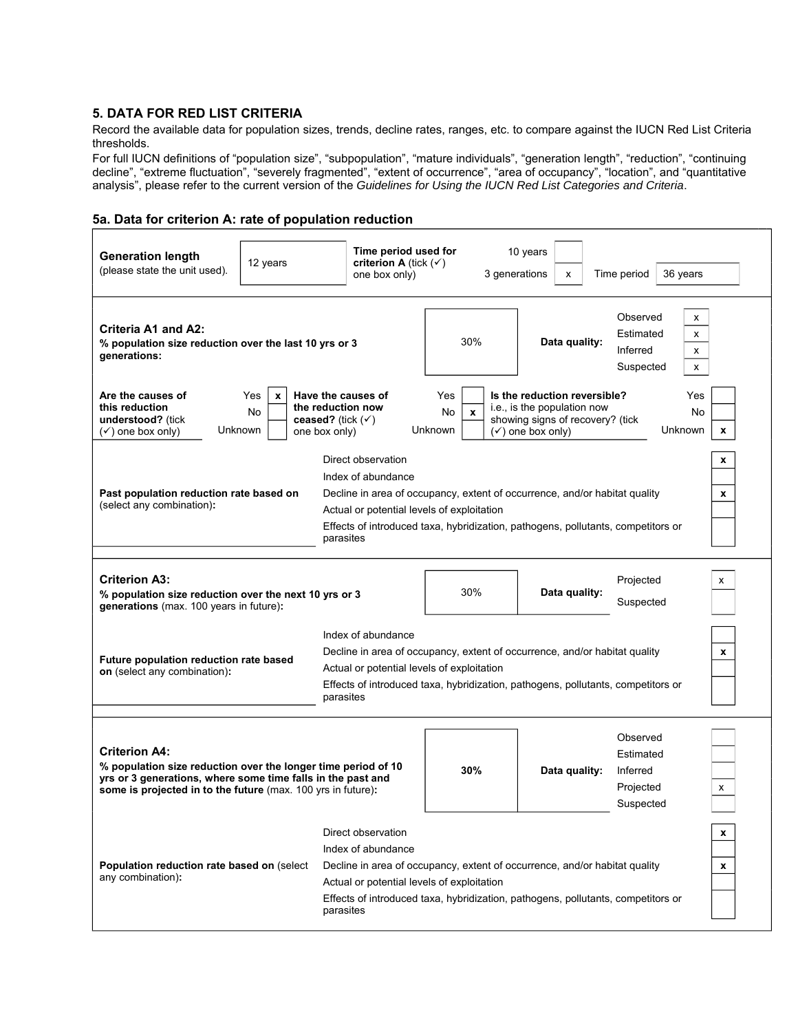## 5. DATA FOR RED LIST CRITERIA

Record the available data for population sizes, trends, decline rates, ranges, etc. to compare against the IUCN Red List Criteria thresholds.

For full IUCN definitions of "population size", "subpopulation", "mature individuals", "generation length", "reduction", "continuing decline", "extreme fluctuation", "severely fragmented", "extent of occurrence", "area of occupancy", "location", and "quantitative analysis", please refer to the current version of the *Guidelines for Using the IUCN Red List Categories and Criteria*.

### 5a. Data for criterion A: rate of population reduction

| **Generation length** (please state the unit used). | 12 years | **Time period used for criterion A** (tick (✓) one box only) | 10 years | | 3 generations | x | Time period | 36 years |
|---|---|---|---|---|---|---|---|---|

**Criteria A1 and A2:**
**% population size reduction over the last 10 yrs or 3 generations:** 30%

| Data quality: | |
|---|---|
| Observed | x |
| Estimated | x |
| Inferred | x |
| Suspected | x |

| **Are the causes of this reduction understood?** (tick (✓) one box only) | | **Have the causes of the reduction now ceased?** (tick (✓) one box only) | | **Is the reduction reversible?** i.e., is the population now showing signs of recovery? (tick (✓) one box only) | |
|---|---|---|---|---|---|
| Yes | x | Yes | | Yes | |
| No | | No | x | No | |
| Unknown | | Unknown | | Unknown | x |

**Past population reduction rate based on** (select any combination)**:**

| | |
|---|---|
| Direct observation | x |
| Index of abundance | |
| Decline in area of occupancy, extent of occurrence, and/or habitat quality | x |
| Actual or potential levels of exploitation | |
| Effects of introduced taxa, hybridization, pathogens, pollutants, competitors or parasites | |

**Criterion A3:**
**% population size reduction over the next 10 yrs or 3 generations** (max. 100 years in future)**:** 30%

| Data quality: | |
|---|---|
| Projected | x |
| Suspected | |

**Future population reduction rate based on** (select any combination)**:**

| | |
|---|---|
| Index of abundance | |
| Decline in area of occupancy, extent of occurrence, and/or habitat quality | x |
| Actual or potential levels of exploitation | |
| Effects of introduced taxa, hybridization, pathogens, pollutants, competitors or parasites | |

**Criterion A4:**
**% population size reduction over the longer time period of 10 yrs or 3 generations, where some time falls in the past and some is projected in to the future** (max. 100 yrs in future)**:** **30%**

| Data quality: | |
|---|---|
| Observed | |
| Estimated | |
| Inferred | |
| Projected | x |
| Suspected | |

**Population reduction rate based on** (select any combination)**:**

| | |
|---|---|
| Direct observation | x |
| Index of abundance | |
| Decline in area of occupancy, extent of occurrence, and/or habitat quality | x |
| Actual or potential levels of exploitation | |
| Effects of introduced taxa, hybridization, pathogens, pollutants, competitors or parasites | |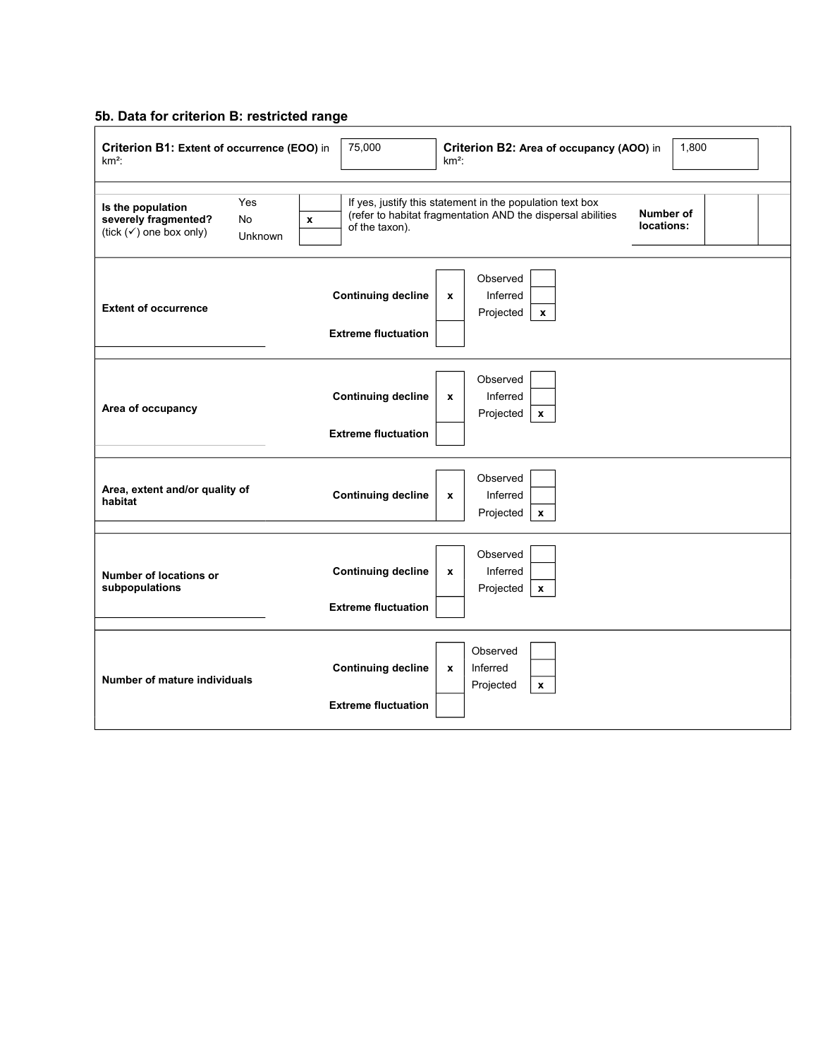### 5b. Data for criterion B: restricted range

| | | | |
|---|---|---|---|
| **Criterion B1:** **Extent of occurrence (EOO)** in km²: | 75,000 | **Criterion B2:** **Area of occupancy (AOO)** in km²: | 1,800 |

| **Is the population severely fragmented?** (tick (✓) one box only) | | | If yes, justify this statement in the population text box (refer to habitat fragmentation AND the dispersal abilities of the taxon). | **Number of locations:** | |
|---|---|---|---|---|---|
| | Yes | | | | |
| | No | x | | | |
| | Unknown | | | | |

| | | | | |
|---|---|---|---|---|
| **Extent of occurrence** | **Continuing decline** | x | Observed | |
| | | | Inferred | |
| | | | Projected | x |
| | **Extreme fluctuation** | | | |
| **Area of occupancy** | **Continuing decline** | x | Observed | |
| | | | Inferred | |
| | | | Projected | x |
| | **Extreme fluctuation** | | | |
| **Area, extent and/or quality of habitat** | **Continuing decline** | x | Observed | |
| | | | Inferred | |
| | | | Projected | x |
| **Number of locations or subpopulations** | **Continuing decline** | x | Observed | |
| | | | Inferred | |
| | | | Projected | x |
| | **Extreme fluctuation** | | | |
| **Number of mature individuals** | **Continuing decline** | x | Observed | |
| | | | Inferred | |
| | | | Projected | x |
| | **Extreme fluctuation** | | | |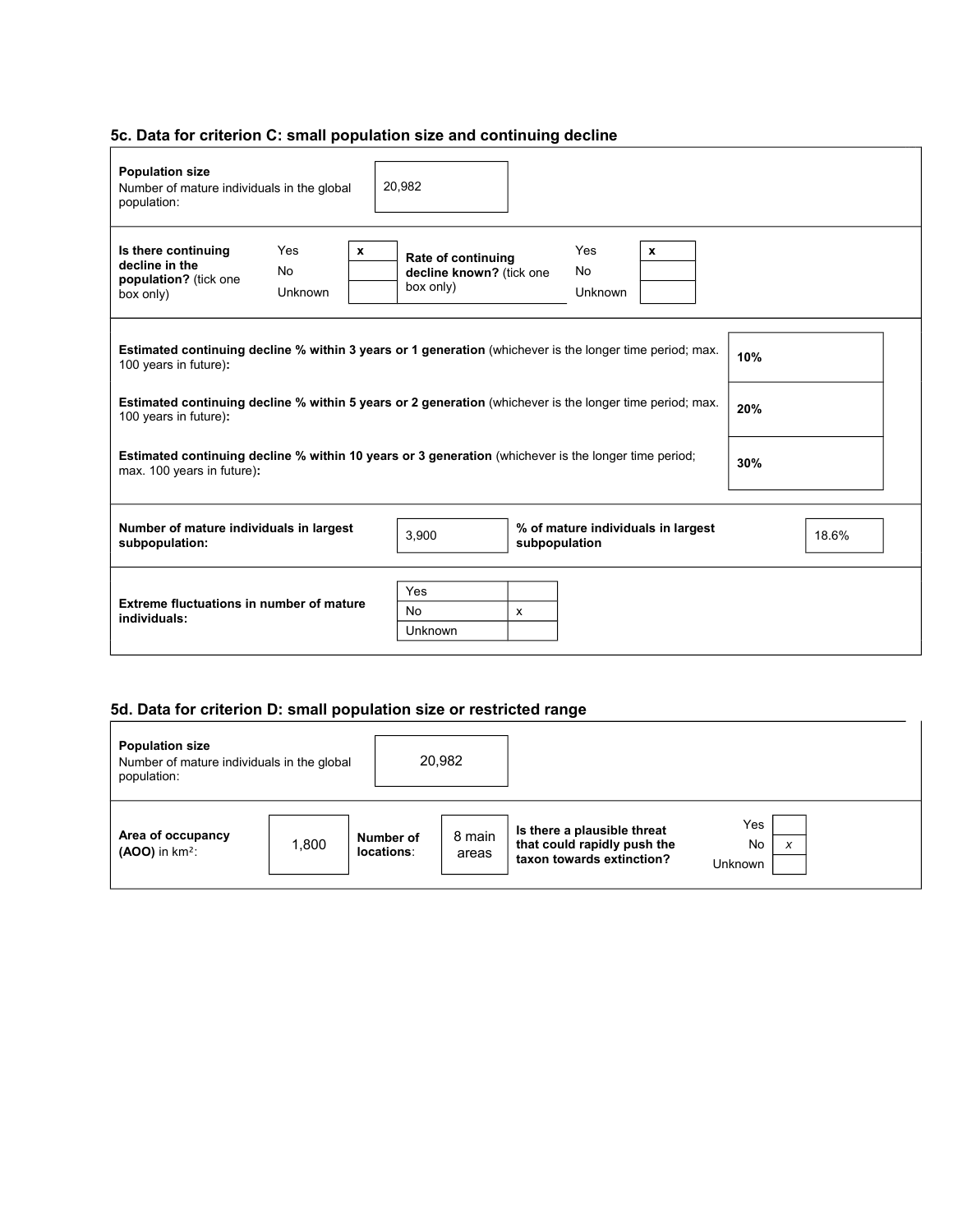### 5c. Data for criterion C: small population size and continuing decline

| **Population size** Number of mature individuals in the global population: | 20,982 |
|---|---|

| **Is there continuing decline in the population?** (tick one box only) | | | **Rate of continuing decline known?** (tick one box only) | | |
|---|---|---|---|---|---|
| | Yes | **x** | | Yes | **x** |
| | No | | | No | |
| | Unknown | | | Unknown | |

| | |
|---|---|
| **Estimated continuing decline % within 3 years or 1 generation** (whichever is the longer time period; max. 100 years in future)**:** | **10%** |
| **Estimated continuing decline % within 5 years or 2 generation** (whichever is the longer time period; max. 100 years in future)**:** | **20%** |
| **Estimated continuing decline % within 10 years or 3 generation** (whichever is the longer time period; max. 100 years in future)**:** | **30%** |

| **Number of mature individuals in largest subpopulation:** | 3,900 | **% of mature individuals in largest subpopulation** | 18.6% |
|---|---|---|---|

| **Extreme fluctuations in number of mature individuals:** | | |
|---|---|---|
| | Yes | |
| | No | x |
| | Unknown | |

### 5d. Data for criterion D: small population size or restricted range

| **Population size** Number of mature individuals in the global population: | 20,982 |
|---|---|

| **Area of occupancy (AOO)** in km²: | 1,800 | **Number of locations**: | 8 main areas | **Is there a plausible threat that could rapidly push the taxon towards extinction?** | | |
|---|---|---|---|---|---|---|
| | | | | | Yes | |
| | | | | | No | *x* |
| | | | | | Unknown | |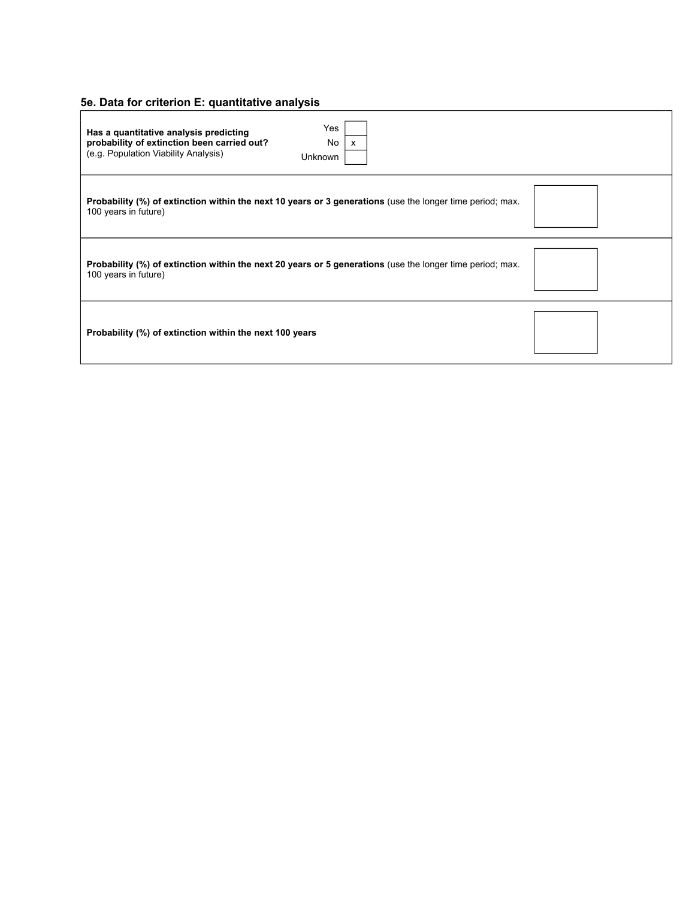### 5e. Data for criterion E: quantitative analysis

| | | |
|---|---|---|
| **Has a quantitative analysis predicting probability of extinction been carried out?** (e.g. Population Viability Analysis) | Yes | |
| | No | x |
| | Unknown | |
| **Probability (%) of extinction within the next 10 years or 3 generations** (use the longer time period; max. 100 years in future) | | |
| **Probability (%) of extinction within the next 20 years or 5 generations** (use the longer time period; max. 100 years in future) | | |
| **Probability (%) of extinction within the next 100 years** | | |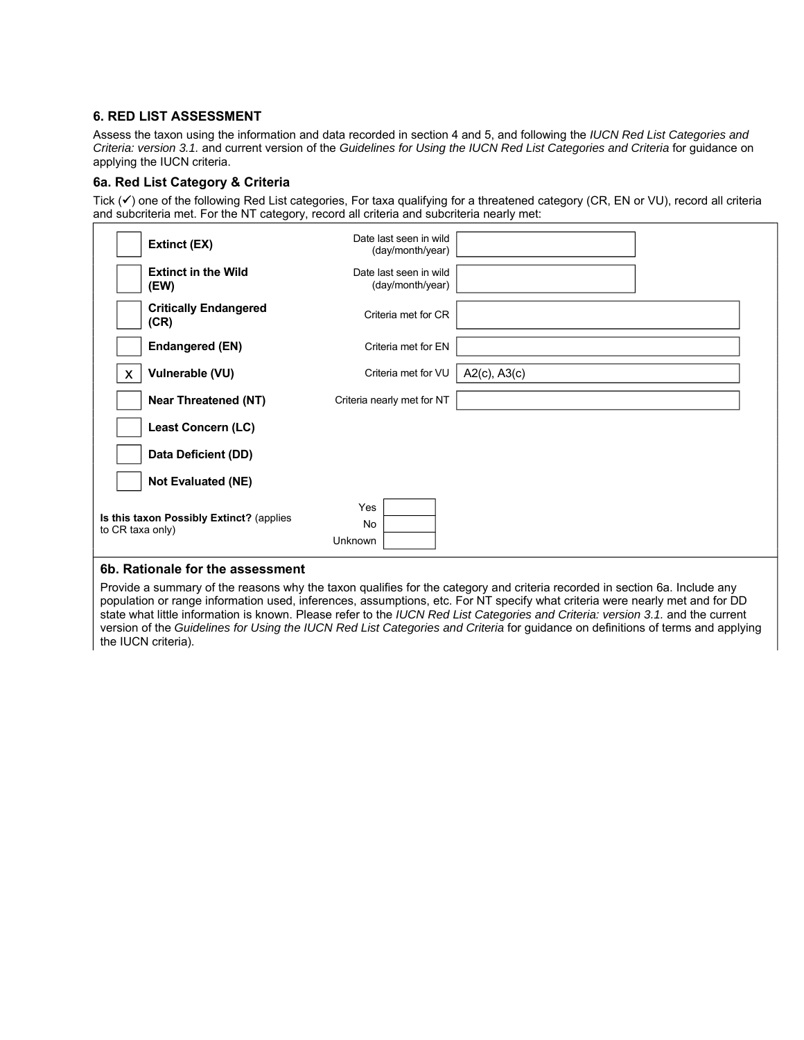## 6. RED LIST ASSESSMENT

Assess the taxon using the information and data recorded in section 4 and 5, and following the *IUCN Red List Categories and Criteria: version 3.1.* and current version of the *Guidelines for Using the IUCN Red List Categories and Criteria* for guidance on applying the IUCN criteria.

### 6a. Red List Category & Criteria

Tick (✓) one of the following Red List categories, For taxa qualifying for a threatened category (CR, EN or VU), record all criteria and subcriteria met. For the NT category, record all criteria and subcriteria nearly met:

| | Category | | |
|---|---|---|---|
| | **Extinct (EX)** | Date last seen in wild (day/month/year) | |
| | **Extinct in the Wild (EW)** | Date last seen in wild (day/month/year) | |
| | **Critically Endangered (CR)** | Criteria met for CR | |
| | **Endangered (EN)** | Criteria met for EN | |
| X | **Vulnerable (VU)** | Criteria met for VU | A2(c), A3(c) |
| | **Near Threatened (NT)** | Criteria nearly met for NT | |
| | **Least Concern (LC)** | | |
| | **Data Deficient (DD)** | | |
| | **Not Evaluated (NE)** | | |

**Is this taxon Possibly Extinct?** (applies to CR taxa only)

| | |
|---|---|
| Yes | |
| No | |
| Unknown | |

### 6b. Rationale for the assessment

Provide a summary of the reasons why the taxon qualifies for the category and criteria recorded in section 6a. Include any population or range information used, inferences, assumptions, etc. For NT specify what criteria were nearly met and for DD state what little information is known. Please refer to the *IUCN Red List Categories and Criteria: version 3.1.* and the current version of the *Guidelines for Using the IUCN Red List Categories and Criteria* for guidance on definitions of terms and applying the IUCN criteria).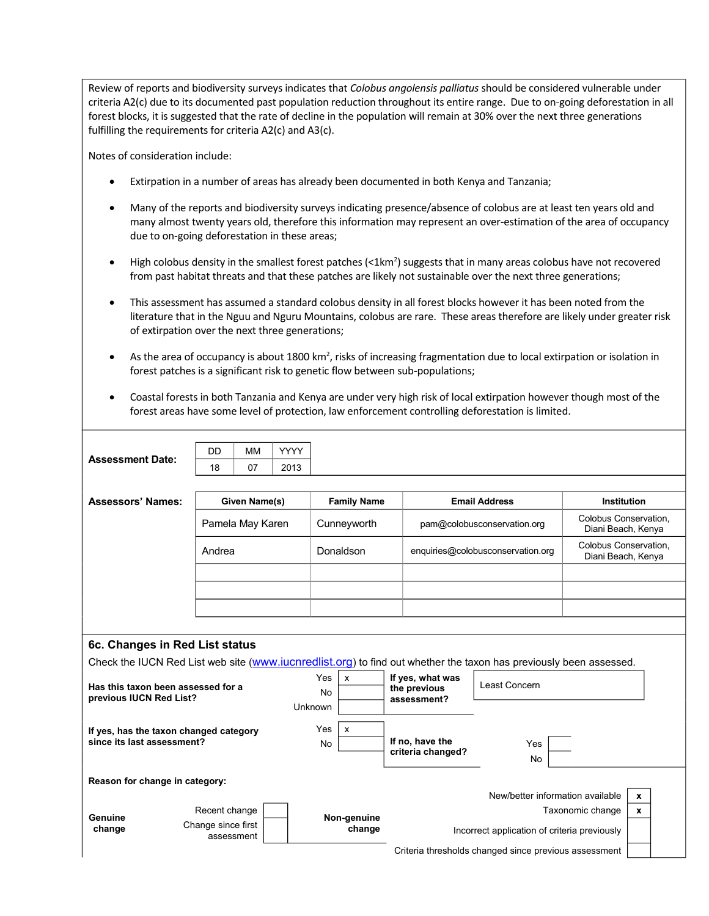Review of reports and biodiversity surveys indicates that *Colobus angolensis palliatus* should be considered vulnerable under criteria A2(c) due to its documented past population reduction throughout its entire range. Due to on-going deforestation in all forest blocks, it is suggested that the rate of decline in the population will remain at 30% over the next three generations fulfilling the requirements for criteria A2(c) and A3(c).

Notes of consideration include:

- Extirpation in a number of areas has already been documented in both Kenya and Tanzania;
- Many of the reports and biodiversity surveys indicating presence/absence of colobus are at least ten years old and many almost twenty years old, therefore this information may represent an over-estimation of the area of occupancy due to on-going deforestation in these areas;
- High colobus density in the smallest forest patches (<1km$^2$) suggests that in many areas colobus have not recovered from past habitat threats and that these patches are likely not sustainable over the next three generations;
- This assessment has assumed a standard colobus density in all forest blocks however it has been noted from the literature that in the Nguu and Nguru Mountains, colobus are rare. These areas therefore are likely under greater risk of extirpation over the next three generations;
- As the area of occupancy is about 1800 km$^2$, risks of increasing fragmentation due to local extirpation or isolation in forest patches is a significant risk to genetic flow between sub-populations;
- Coastal forests in both Tanzania and Kenya are under very high risk of local extirpation however though most of the forest areas have some level of protection, law enforcement controlling deforestation is limited.

**Assessment Date:**

| DD | MM | YYYY |
|---|---|---|
| 18 | 07 | 2013 |

**Assessors' Names:**

| Given Name(s) | Family Name | Email Address | Institution |
|---|---|---|---|
| Pamela May Karen | Cunneyworth | pam@colobusconservation.org | Colobus Conservation, Diani Beach, Kenya |
| Andrea | Donaldson | enquiries@colobusconservation.org | Colobus Conservation, Diani Beach, Kenya |
| | | | |
| | | | |
| | | | |

## 6c. Changes in Red List status

Check the IUCN Red List web site (www.iucnredlist.org) to find out whether the taxon has previously been assessed.

**Has this taxon been assessed for a previous IUCN Red List?**

| | |
|---|---|
| Yes | x |
| No | |
| Unknown | |

**If yes, what was the previous assessment?** Least Concern

**If yes, has the taxon changed category since its last assessment?**

| | |
|---|---|
| Yes | x |
| No | |

**If no, have the criteria changed?**

| | |
|---|---|
| Yes | |
| No | |

**Reason for change in category:**

**Genuine change**

| | |
|---|---|
| Recent change | |
| Change since first assessment | |

**Non-genuine change**

| | |
|---|---|
| New/better information available | x |
| Taxonomic change | x |
| Incorrect application of criteria previously | |
| Criteria thresholds changed since previous assessment | |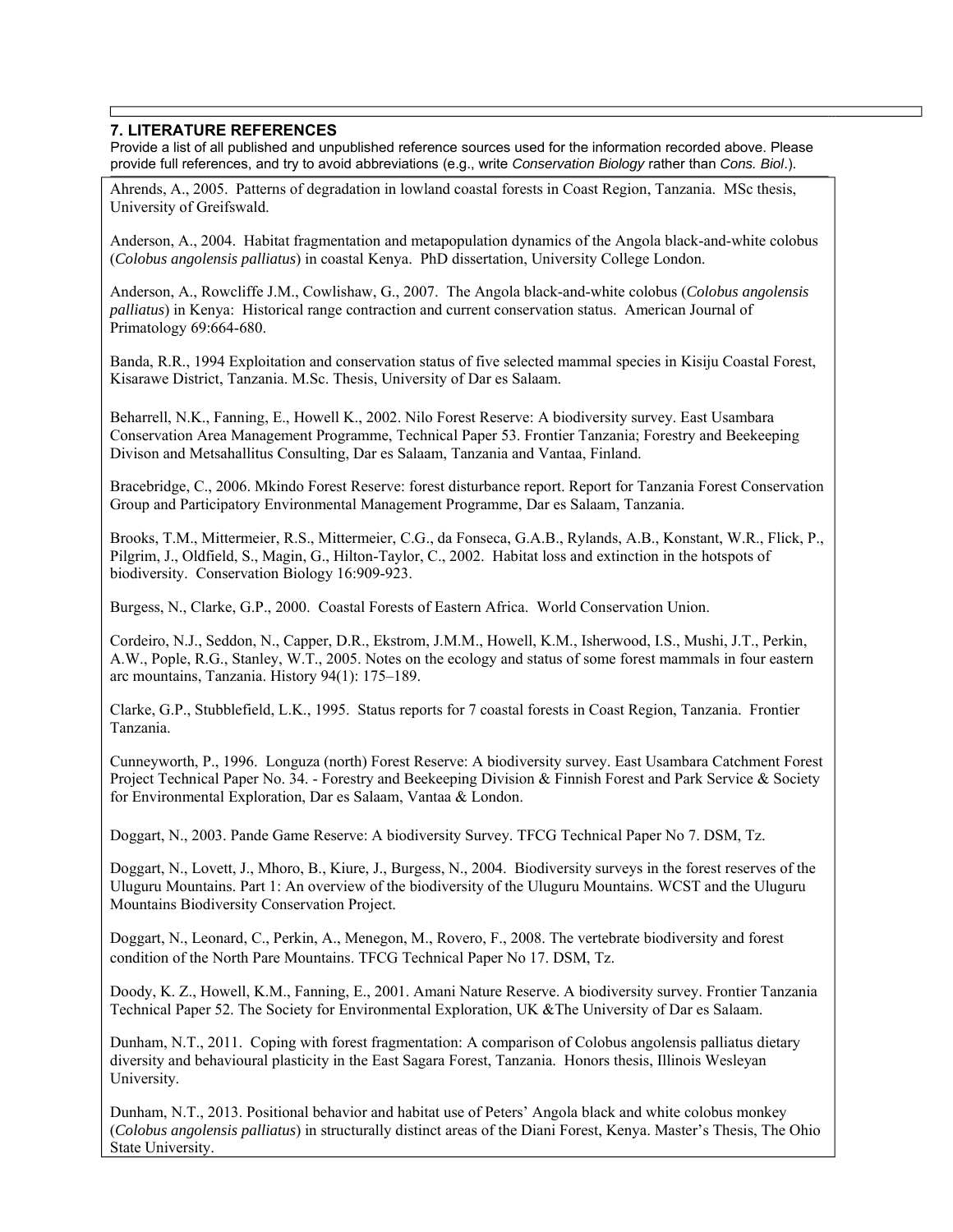## 7. LITERATURE REFERENCES

Provide a list of all published and unpublished reference sources used for the information recorded above. Please provide full references, and try to avoid abbreviations (e.g., write *Conservation Biology* rather than *Cons. Biol*.).

Ahrends, A., 2005. Patterns of degradation in lowland coastal forests in Coast Region, Tanzania. MSc thesis, University of Greifswald.

Anderson, A., 2004. Habitat fragmentation and metapopulation dynamics of the Angola black-and-white colobus (*Colobus angolensis palliatus*) in coastal Kenya. PhD dissertation, University College London.

Anderson, A., Rowcliffe J.M., Cowlishaw, G., 2007. The Angola black-and-white colobus (*Colobus angolensis palliatus*) in Kenya: Historical range contraction and current conservation status. American Journal of Primatology 69:664-680.

Banda, R.R., 1994 Exploitation and conservation status of five selected mammal species in Kisiju Coastal Forest, Kisarawe District, Tanzania. M.Sc. Thesis, University of Dar es Salaam.

Beharrell, N.K., Fanning, E., Howell K., 2002. Nilo Forest Reserve: A biodiversity survey. East Usambara Conservation Area Management Programme, Technical Paper 53. Frontier Tanzania; Forestry and Beekeeping Divison and Metsahallitus Consulting, Dar es Salaam, Tanzania and Vantaa, Finland.

Bracebridge, C., 2006. Mkindo Forest Reserve: forest disturbance report. Report for Tanzania Forest Conservation Group and Participatory Environmental Management Programme, Dar es Salaam, Tanzania.

Brooks, T.M., Mittermeier, R.S., Mittermeier, C.G., da Fonseca, G.A.B., Rylands, A.B., Konstant, W.R., Flick, P., Pilgrim, J., Oldfield, S., Magin, G., Hilton-Taylor, C., 2002. Habitat loss and extinction in the hotspots of biodiversity. Conservation Biology 16:909-923.

Burgess, N., Clarke, G.P., 2000. Coastal Forests of Eastern Africa. World Conservation Union.

Cordeiro, N.J., Seddon, N., Capper, D.R., Ekstrom, J.M.M., Howell, K.M., Isherwood, I.S., Mushi, J.T., Perkin, A.W., Pople, R.G., Stanley, W.T., 2005. Notes on the ecology and status of some forest mammals in four eastern arc mountains, Tanzania. History 94(1): 175–189.

Clarke, G.P., Stubblefield, L.K., 1995. Status reports for 7 coastal forests in Coast Region, Tanzania. Frontier Tanzania.

Cunneyworth, P., 1996. Longuza (north) Forest Reserve: A biodiversity survey. East Usambara Catchment Forest Project Technical Paper No. 34. - Forestry and Beekeeping Division & Finnish Forest and Park Service & Society for Environmental Exploration, Dar es Salaam, Vantaa & London.

Doggart, N., 2003. Pande Game Reserve: A biodiversity Survey. TFCG Technical Paper No 7. DSM, Tz.

Doggart, N., Lovett, J., Mhoro, B., Kiure, J., Burgess, N., 2004. Biodiversity surveys in the forest reserves of the Uluguru Mountains. Part 1: An overview of the biodiversity of the Uluguru Mountains. WCST and the Uluguru Mountains Biodiversity Conservation Project.

Doggart, N., Leonard, C., Perkin, A., Menegon, M., Rovero, F., 2008. The vertebrate biodiversity and forest condition of the North Pare Mountains. TFCG Technical Paper No 17. DSM, Tz.

Doody, K. Z., Howell, K.M., Fanning, E., 2001. Amani Nature Reserve. A biodiversity survey. Frontier Tanzania Technical Paper 52. The Society for Environmental Exploration, UK &The University of Dar es Salaam.

Dunham, N.T., 2011. Coping with forest fragmentation: A comparison of Colobus angolensis palliatus dietary diversity and behavioural plasticity in the East Sagara Forest, Tanzania. Honors thesis, Illinois Wesleyan University.

Dunham, N.T., 2013. Positional behavior and habitat use of Peters' Angola black and white colobus monkey (*Colobus angolensis palliatus*) in structurally distinct areas of the Diani Forest, Kenya. Master's Thesis, The Ohio State University.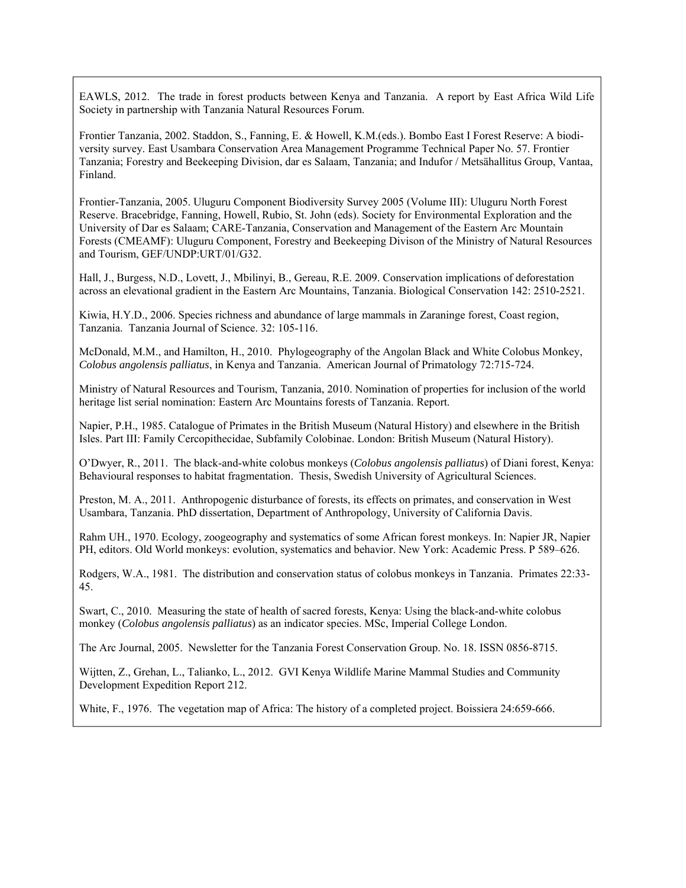EAWLS, 2012. The trade in forest products between Kenya and Tanzania. A report by East Africa Wild Life Society in partnership with Tanzania Natural Resources Forum.

Frontier Tanzania, 2002. Staddon, S., Fanning, E. & Howell, K.M.(eds.). Bombo East I Forest Reserve: A biodiversity survey. East Usambara Conservation Area Management Programme Technical Paper No. 57. Frontier Tanzania; Forestry and Beekeeping Division, dar es Salaam, Tanzania; and Indufor / Metsähallitus Group, Vantaa, Finland.

Frontier-Tanzania, 2005. Uluguru Component Biodiversity Survey 2005 (Volume III): Uluguru North Forest Reserve. Bracebridge, Fanning, Howell, Rubio, St. John (eds). Society for Environmental Exploration and the University of Dar es Salaam; CARE-Tanzania, Conservation and Management of the Eastern Arc Mountain Forests (CMEAMF): Uluguru Component, Forestry and Beekeeping Divison of the Ministry of Natural Resources and Tourism, GEF/UNDP:URT/01/G32.

Hall, J., Burgess, N.D., Lovett, J., Mbilinyi, B., Gereau, R.E. 2009. Conservation implications of deforestation across an elevational gradient in the Eastern Arc Mountains, Tanzania. Biological Conservation 142: 2510-2521.

Kiwia, H.Y.D., 2006. Species richness and abundance of large mammals in Zaraninge forest, Coast region, Tanzania. Tanzania Journal of Science. 32: 105-116.

McDonald, M.M., and Hamilton, H., 2010. Phylogeography of the Angolan Black and White Colobus Monkey, *Colobus angolensis palliatus*, in Kenya and Tanzania. American Journal of Primatology 72:715-724.

Ministry of Natural Resources and Tourism, Tanzania, 2010. Nomination of properties for inclusion of the world heritage list serial nomination: Eastern Arc Mountains forests of Tanzania. Report.

Napier, P.H., 1985. Catalogue of Primates in the British Museum (Natural History) and elsewhere in the British Isles. Part III: Family Cercopithecidae, Subfamily Colobinae. London: British Museum (Natural History).

O'Dwyer, R., 2011. The black-and-white colobus monkeys (*Colobus angolensis palliatus*) of Diani forest, Kenya: Behavioural responses to habitat fragmentation. Thesis, Swedish University of Agricultural Sciences.

Preston, M. A., 2011. Anthropogenic disturbance of forests, its effects on primates, and conservation in West Usambara, Tanzania. PhD dissertation, Department of Anthropology, University of California Davis.

Rahm UH., 1970. Ecology, zoogeography and systematics of some African forest monkeys. In: Napier JR, Napier PH, editors. Old World monkeys: evolution, systematics and behavior. New York: Academic Press. P 589–626.

Rodgers, W.A., 1981. The distribution and conservation status of colobus monkeys in Tanzania. Primates 22:33-45.

Swart, C., 2010. Measuring the state of health of sacred forests, Kenya: Using the black-and-white colobus monkey (*Colobus angolensis palliatus*) as an indicator species. MSc, Imperial College London.

The Arc Journal, 2005. Newsletter for the Tanzania Forest Conservation Group. No. 18. ISSN 0856-8715.

Wijtten, Z., Grehan, L., Talianko, L., 2012. GVI Kenya Wildlife Marine Mammal Studies and Community Development Expedition Report 212.

White, F., 1976. The vegetation map of Africa: The history of a completed project. Boissiera 24:659-666.